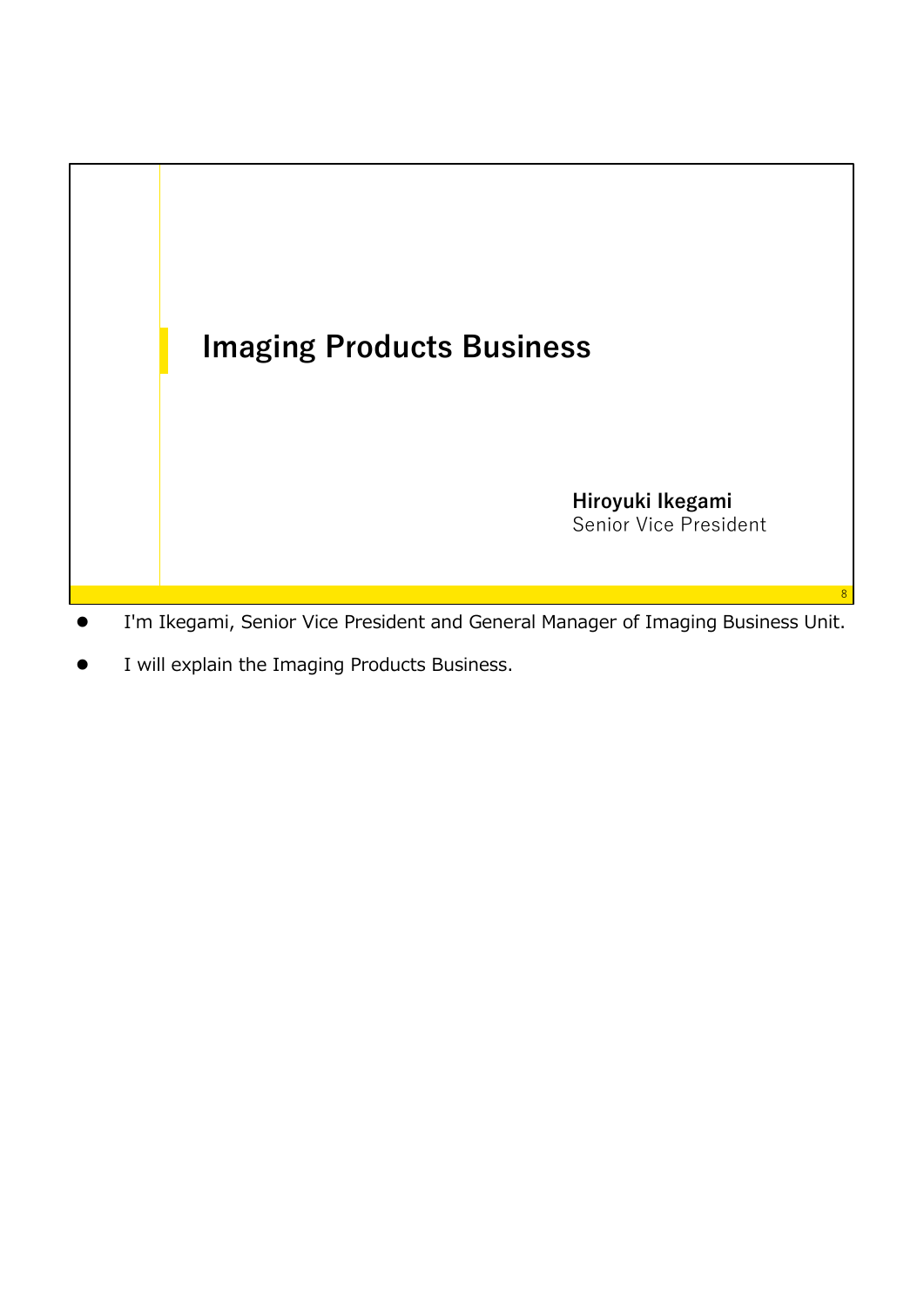# Imaging Products Business

**Hiroyuki Ikegami**
Senior Vice President

- I'm Ikegami, Senior Vice President and General Manager of Imaging Business Unit.
- I will explain the Imaging Products Business.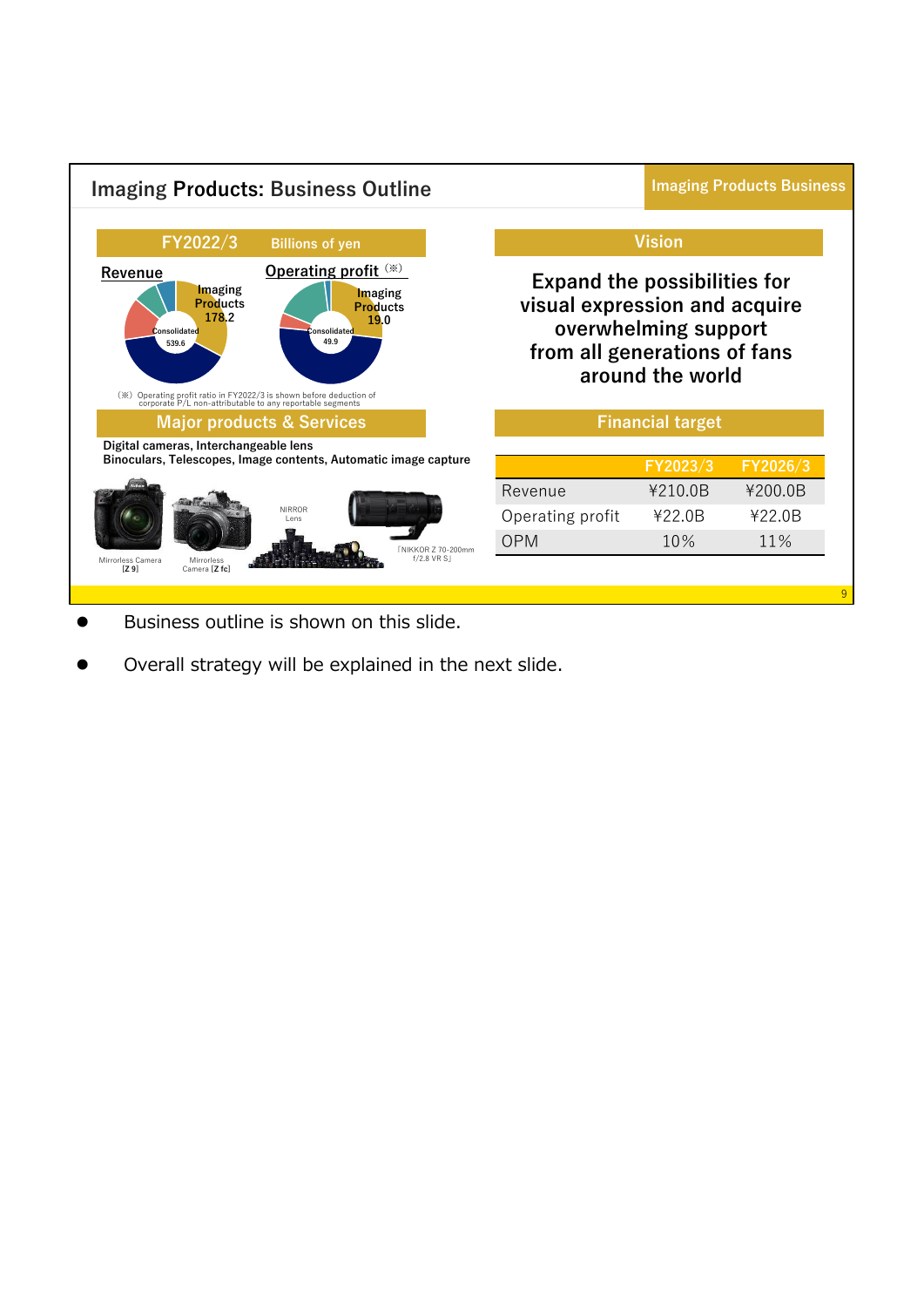## Imaging Products: Business Outline

Imaging Products Business

**FY2022/3** Billions of yen

**Revenue**

Imaging Products 178.2

Consolidated 539.6

**Operating profit** (※)

Imaging Products 19.0

Consolidated 49.9

(※) Operating profit ratio in FY2022/3 is shown before deduction of corporate P/L non-attributable to any reportable segments

**Major products & Services**

Digital cameras, Interchangeable lens
Binoculars, Telescopes, Image contents, Automatic image capture

Mirrorless Camera [Z 9]

Mirrorless Camera [Z fc]

NIRROR Lens

「NIKKOR Z 70-200mm f/2.8 VR S」

**Vision**

**Expand the possibilities for visual expression and acquire overwhelming support from all generations of fans around the world**

**Financial target**

| | FY2023/3 | FY2026/3 |
|---|---|---|
| Revenue | ¥210.0B | ¥200.0B |
| Operating profit | ¥22.0B | ¥22.0B |
| OPM | 10% | 11% |

- Business outline is shown on this slide.
- Overall strategy will be explained in the next slide.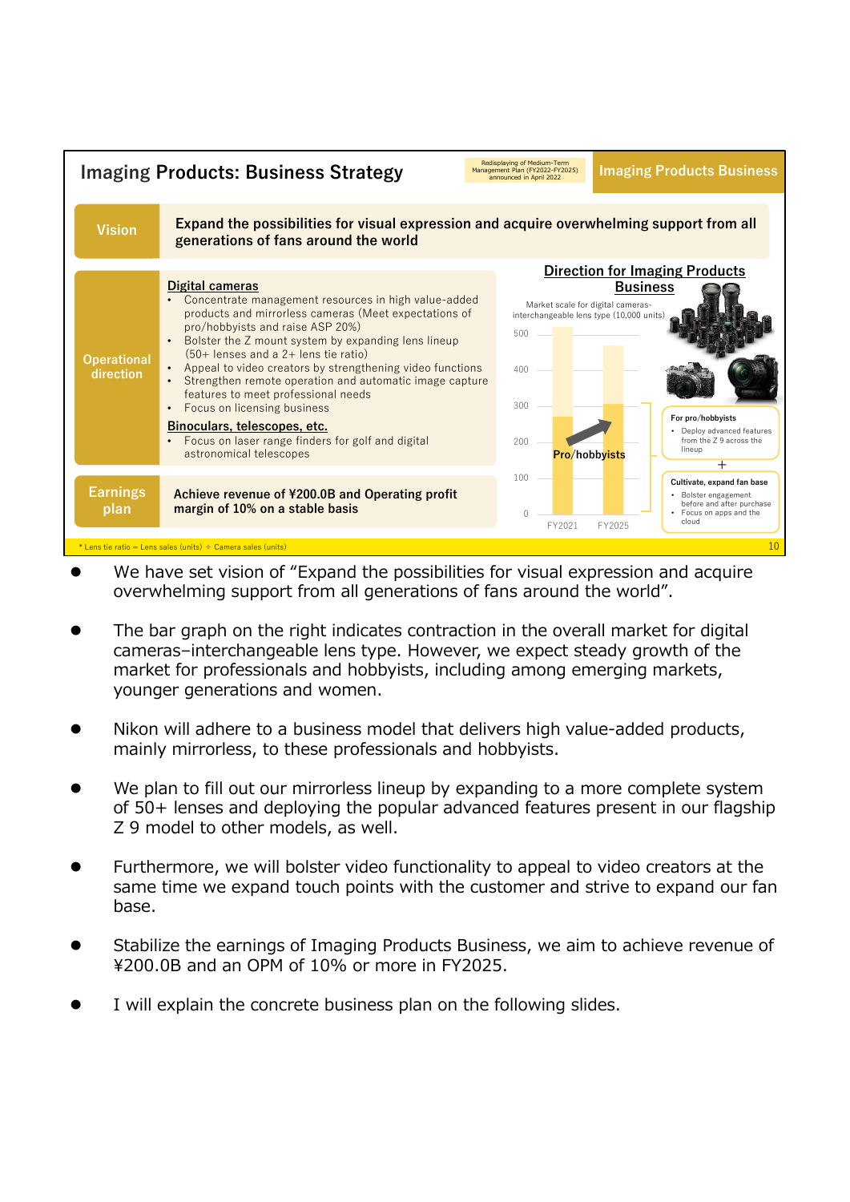## Imaging Products: Business Strategy

Redisplaying of Medium-Term Management Plan (FY2022-FY2025) announced in April 2022

**Imaging Products Business**

| | |
|---|---|
| **Vision** | **Expand the possibilities for visual expression and acquire overwhelming support from all generations of fans around the world** |
| **Operational direction** | **Digital cameras**<br>• Concentrate management resources in high value-added products and mirrorless cameras (Meet expectations of pro/hobbyists and raise ASP 20%)<br>• Bolster the Z mount system by expanding lens lineup (50+ lenses and a 2+ lens tie ratio)<br>• Appeal to video creators by strengthening video functions<br>• Strengthen remote operation and automatic image capture features to meet professional needs<br>• Focus on licensing business<br>**Binoculars, telescopes, etc.**<br>• Focus on laser range finders for golf and digital astronomical telescopes |
| **Earnings plan** | **Achieve revenue of ¥200.0B and Operating profit margin of 10% on a stable basis** |

**Direction for Imaging Products Business**

Market scale for digital cameras-interchangeable lens type (10,000 units)

Pro/hobbyists (FY2021 → FY2025)

For pro/hobbyists
- Deploy advanced features from the Z 9 across the lineup

+

Cultivate, expand fan base
- Bolster engagement before and after purchase
- Focus on apps and the cloud

* Lens tie ratio = Lens sales (units) ÷ Camera sales (units)

- We have set vision of “Expand the possibilities for visual expression and acquire overwhelming support from all generations of fans around the world”.
- The bar graph on the right indicates contraction in the overall market for digital cameras–interchangeable lens type. However, we expect steady growth of the market for professionals and hobbyists, including among emerging markets, younger generations and women.
- Nikon will adhere to a business model that delivers high value-added products, mainly mirrorless, to these professionals and hobbyists.
- We plan to fill out our mirrorless lineup by expanding to a more complete system of 50+ lenses and deploying the popular advanced features present in our flagship Z 9 model to other models, as well.
- Furthermore, we will bolster video functionality to appeal to video creators at the same time we expand touch points with the customer and strive to expand our fan base.
- Stabilize the earnings of Imaging Products Business, we aim to achieve revenue of ¥200.0B and an OPM of 10% or more in FY2025.
- I will explain the concrete business plan on the following slides.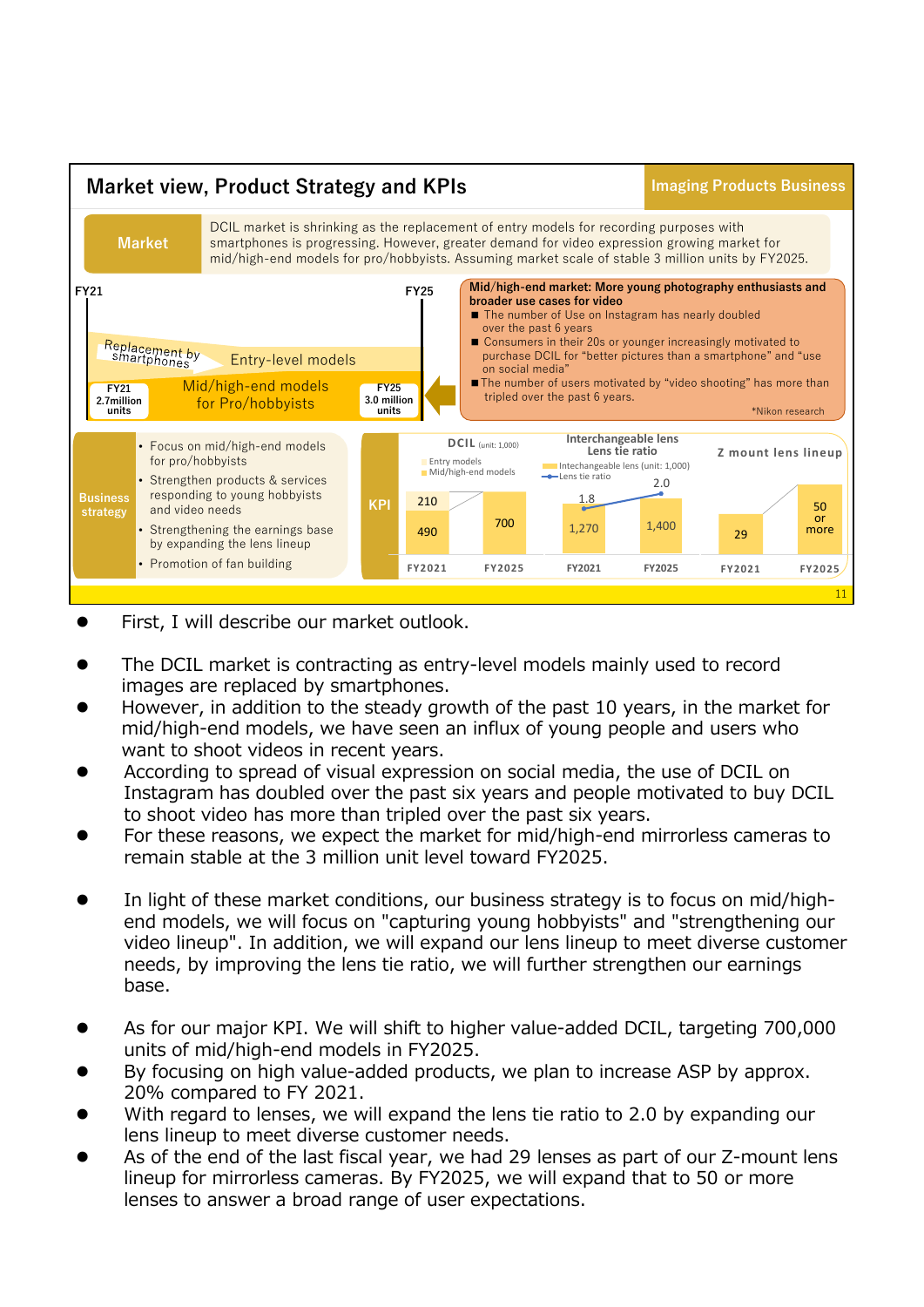## Market view, Product Strategy and KPIs

**Imaging Products Business**

**Market**

DCIL market is shrinking as the replacement of entry models for recording purposes with smartphones is progressing. However, greater demand for video expression growing market for mid/high-end models for pro/hobbyists. Assuming market scale of stable 3 million units by FY2025.

FY21 → FY25

- Replacement by smartphones
- Entry-level models
- Mid/high-end models for Pro/hobbyists
- FY21 2.7million units
- FY25 3.0 million units

**Mid/high-end market: More young photography enthusiasts and broader use cases for video**

- ■ The number of Use on Instagram has nearly doubled over the past 6 years
- ■ Consumers in their 20s or younger increasingly motivated to purchase DCIL for "better pictures than a smartphone" and "use on social media"
- ■ The number of users motivated by "video shooting" has more than tripled over the past 6 years.

*Nikon research

**Business strategy**

- Focus on mid/high-end models for pro/hobbyists
- Strengthen products & services responding to young hobbyists and video needs
- Strengthening the earnings base by expanding the lens lineup
- Promotion of fan building

**KPI**

| | FY2021 | FY2025 |
|---|---|---|
| DCIL (unit: 1,000) – Entry models | 210 | |
| DCIL (unit: 1,000) – Mid/high-end models | 490 | 700 |
| Interchangeable lens (unit: 1,000) | 1,270 | 1,400 |
| Lens tie ratio | 1.8 | 2.0 |
| Z mount lens lineup | 29 | 50 or more |

- First, I will describe our market outlook.

- The DCIL market is contracting as entry-level models mainly used to record images are replaced by smartphones.
- However, in addition to the steady growth of the past 10 years, in the market for mid/high-end models, we have seen an influx of young people and users who want to shoot videos in recent years.
- According to spread of visual expression on social media, the use of DCIL on Instagram has doubled over the past six years and people motivated to buy DCIL to shoot video has more than tripled over the past six years.
- For these reasons, we expect the market for mid/high-end mirrorless cameras to remain stable at the 3 million unit level toward FY2025.

- In light of these market conditions, our business strategy is to focus on mid/high-end models, we will focus on "capturing young hobbyists" and "strengthening our video lineup". In addition, we will expand our lens lineup to meet diverse customer needs, by improving the lens tie ratio, we will further strengthen our earnings base.

- As for our major KPI. We will shift to higher value-added DCIL, targeting 700,000 units of mid/high-end models in FY2025.
- By focusing on high value-added products, we plan to increase ASP by approx. 20% compared to FY 2021.
- With regard to lenses, we will expand the lens tie ratio to 2.0 by expanding our lens lineup to meet diverse customer needs.
- As of the end of the last fiscal year, we had 29 lenses as part of our Z-mount lens lineup for mirrorless cameras. By FY2025, we will expand that to 50 or more lenses to answer a broad range of user expectations.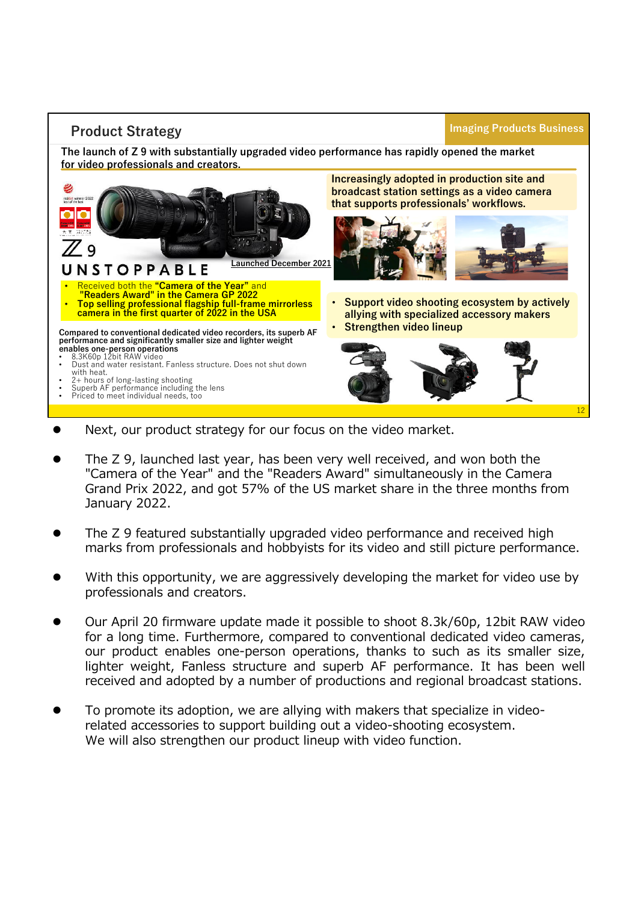## Product Strategy

Imaging Products Business

**The launch of Z 9 with substantially upgraded video performance has rapidly opened the market for video professionals and creators.**

Z 9

UNSTOPPABLE

Launched December 2021

- Received both the **"Camera of the Year"** and **"Readers Award" in the Camera GP 2022**
- **Top selling professional flagship full-frame mirrorless camera in the first quarter of 2022 in the USA**

**Compared to conventional dedicated video recorders, its superb AF performance and significantly smaller size and lighter weight enables one-person operations**

- 8.3K60p 12bit RAW video
- Dust and water resistant. Fanless structure. Does not shut down with heat.
- 2+ hours of long-lasting shooting
- Superb AF performance including the lens
- Priced to meet individual needs, too

**Increasingly adopted in production site and broadcast station settings as a video camera that supports professionals' workflows.**

- **Support video shooting ecosystem by actively allying with specialized accessory makers**
- **Strengthen video lineup**

---

- Next, our product strategy for our focus on the video market.
- The Z 9, launched last year, has been very well received, and won both the "Camera of the Year" and the "Readers Award" simultaneously in the Camera Grand Prix 2022, and got 57% of the US market share in the three months from January 2022.
- The Z 9 featured substantially upgraded video performance and received high marks from professionals and hobbyists for its video and still picture performance.
- With this opportunity, we are aggressively developing the market for video use by professionals and creators.
- Our April 20 firmware update made it possible to shoot 8.3k/60p, 12bit RAW video for a long time. Furthermore, compared to conventional dedicated video cameras, our product enables one-person operations, thanks to such as its smaller size, lighter weight, Fanless structure and superb AF performance. It has been well received and adopted by a number of productions and regional broadcast stations.
- To promote its adoption, we are allying with makers that specialize in video-related accessories to support building out a video-shooting ecosystem. We will also strengthen our product lineup with video function.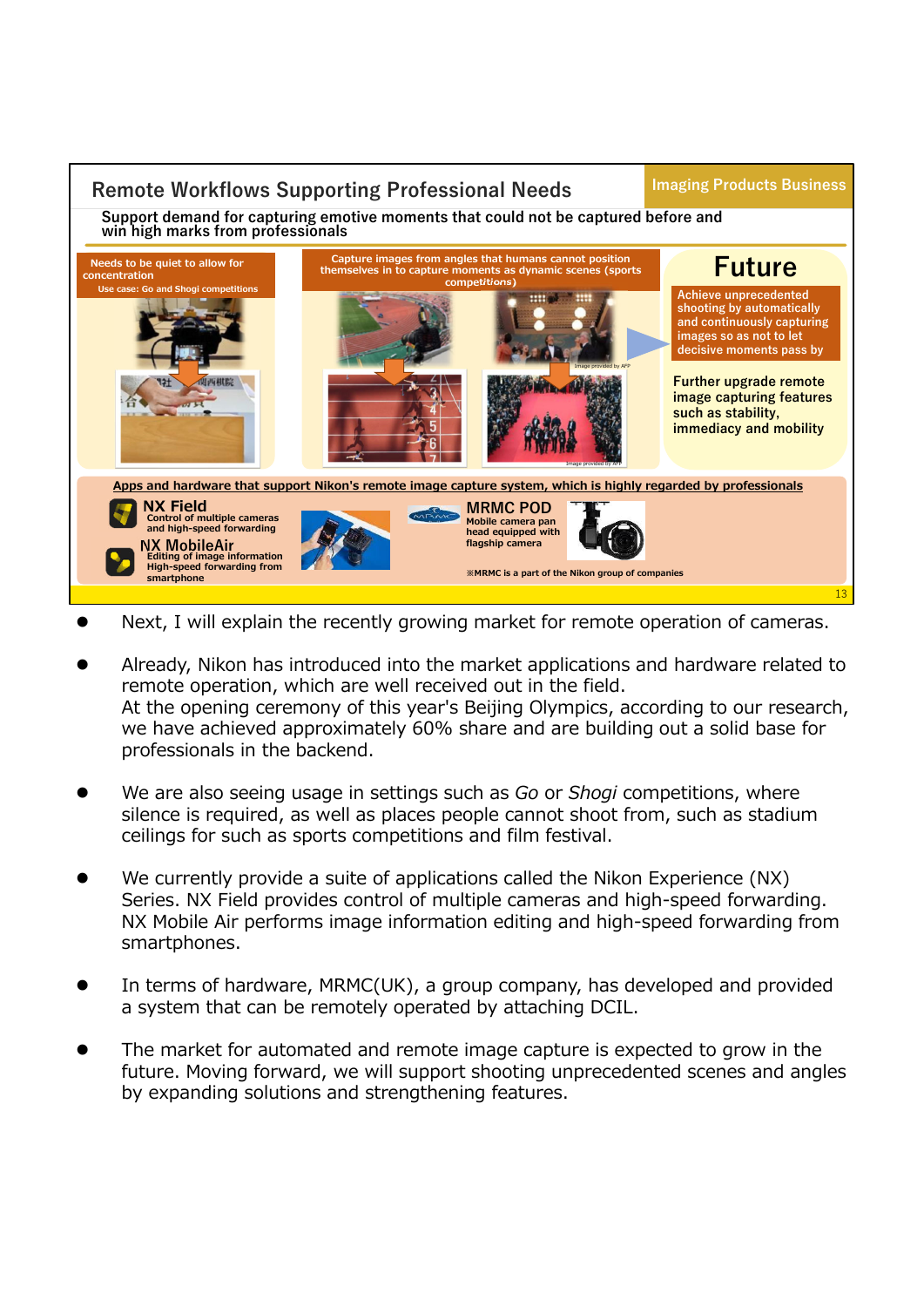## Remote Workflows Supporting Professional Needs

Imaging Products Business

**Support demand for capturing emotive moments that could not be captured before and win high marks from professionals**

**Needs to be quiet to allow for concentration**
Use case: Go and Shogi competitions

**Capture images from angles that humans cannot position themselves in to capture moments as dynamic scenes (sports competitions)**

Image provided by AFP

Image provided by AFP

### Future

**Achieve unprecedented shooting by automatically and continuously capturing images so as not to let decisive moments pass by**

**Further upgrade remote image capturing features such as stability, immediacy and mobility**

**Apps and hardware that support Nikon's remote image capture system, which is highly regarded by professionals**

**NX Field**
Control of multiple cameras and high-speed forwarding

**NX MobileAir**
Editing of image information
High-speed forwarding from smartphone

**MRMC POD**
Mobile camera pan head equipped with flagship camera

※MRMC is a part of the Nikon group of companies

- Next, I will explain the recently growing market for remote operation of cameras.
- Already, Nikon has introduced into the market applications and hardware related to remote operation, which are well received out in the field.
  At the opening ceremony of this year's Beijing Olympics, according to our research, we have achieved approximately 60% share and are building out a solid base for professionals in the backend.
- We are also seeing usage in settings such as *Go* or *Shogi* competitions, where silence is required, as well as places people cannot shoot from, such as stadium ceilings for such as sports competitions and film festival.
- We currently provide a suite of applications called the Nikon Experience (NX) Series. NX Field provides control of multiple cameras and high-speed forwarding. NX Mobile Air performs image information editing and high-speed forwarding from smartphones.
- In terms of hardware, MRMC(UK), a group company, has developed and provided a system that can be remotely operated by attaching DCIL.
- The market for automated and remote image capture is expected to grow in the future. Moving forward, we will support shooting unprecedented scenes and angles by expanding solutions and strengthening features.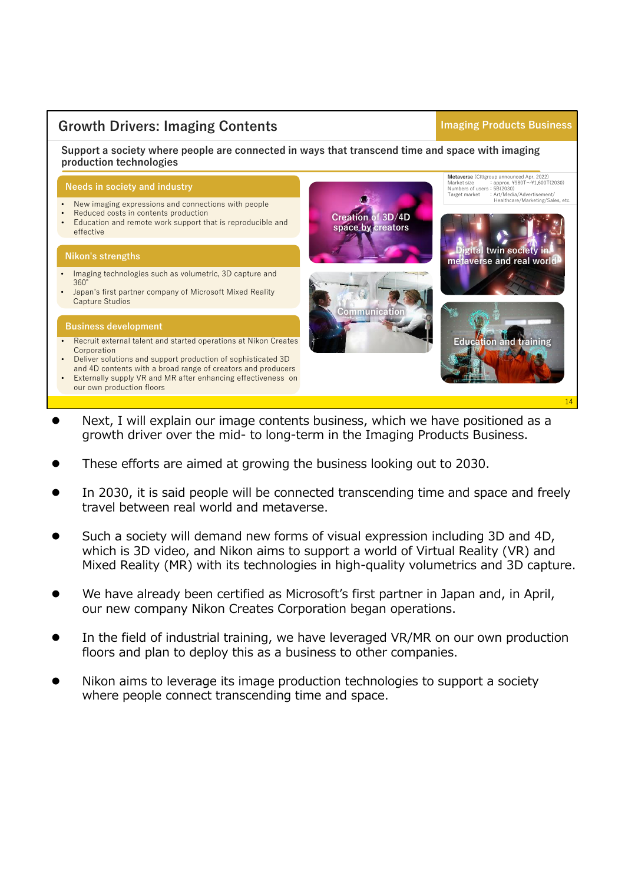## Growth Drivers: Imaging Contents

**Imaging Products Business**

**Support a society where people are connected in ways that transcend time and space with imaging production technologies**

### Needs in society and industry

- New imaging expressions and connections with people
- Reduced costs in contents production
- Education and remote work support that is reproducible and effective

### Nikon's strengths

- Imaging technologies such as volumetric, 3D capture and 360°
- Japan's first partner company of Microsoft Mixed Reality Capture Studios

### Business development

- Recruit external talent and started operations at Nikon Creates Corporation
- Deliver solutions and support production of sophisticated 3D and 4D contents with a broad range of creators and producers
- Externally supply VR and MR after enhancing effectiveness on our own production floors

**Metaverse** (Citigroup announced Apr. 2022)
Market size : approx. ¥980T～¥1,600T (2030)
Numbers of users : 5B (2030)
Target market : Art/Media/Advertisement/Healthcare/Marketing/Sales, etc.

Creation of 3D/4D space by creators

Digital twin society in metaverse and real world

Communication

Education and training

- Next, I will explain our image contents business, which we have positioned as a growth driver over the mid- to long-term in the Imaging Products Business.
- These efforts are aimed at growing the business looking out to 2030.
- In 2030, it is said people will be connected transcending time and space and freely travel between real world and metaverse.
- Such a society will demand new forms of visual expression including 3D and 4D, which is 3D video, and Nikon aims to support a world of Virtual Reality (VR) and Mixed Reality (MR) with its technologies in high-quality volumetrics and 3D capture.
- We have already been certified as Microsoft's first partner in Japan and, in April, our new company Nikon Creates Corporation began operations.
- In the field of industrial training, we have leveraged VR/MR on our own production floors and plan to deploy this as a business to other companies.
- Nikon aims to leverage its image production technologies to support a society where people connect transcending time and space.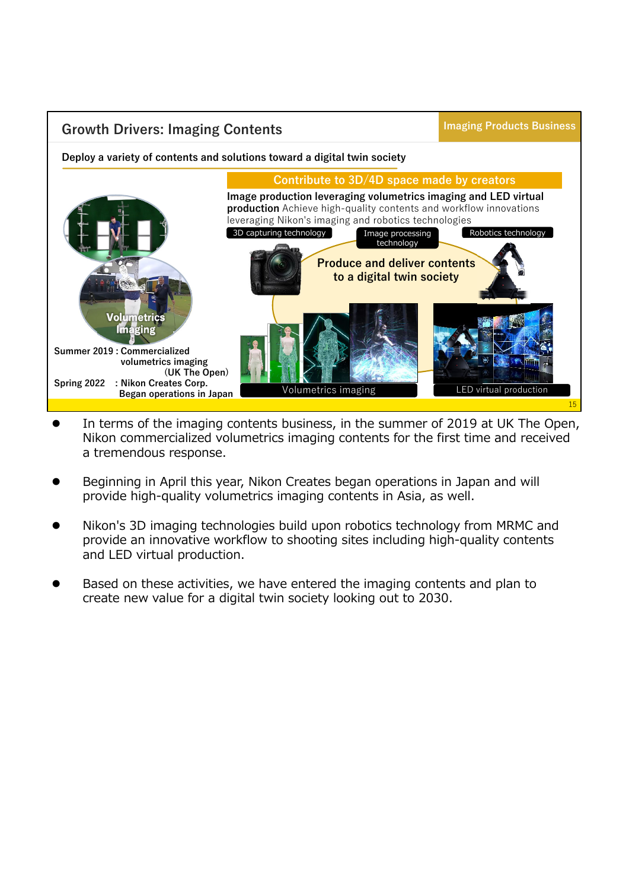## Growth Drivers: Imaging Contents

Imaging Products Business

**Deploy a variety of contents and solutions toward a digital twin society**

**Contribute to 3D/4D space made by creators**

**Image production leveraging volumetrics imaging and LED virtual production** Achieve high-quality contents and workflow innovations leveraging Nikon's imaging and robotics technologies

3D capturing technology | Image processing technology | Robotics technology

**Produce and deliver contents to a digital twin society**

Volumetrics imaging | LED virtual production

**Volumetrics Imaging**

**Summer 2019 : Commercialized volumetrics imaging (UK The Open)**

**Spring 2022 : Nikon Creates Corp. Began operations in Japan**

- In terms of the imaging contents business, in the summer of 2019 at UK The Open, Nikon commercialized volumetrics imaging contents for the first time and received a tremendous response.
- Beginning in April this year, Nikon Creates began operations in Japan and will provide high-quality volumetrics imaging contents in Asia, as well.
- Nikon's 3D imaging technologies build upon robotics technology from MRMC and provide an innovative workflow to shooting sites including high-quality contents and LED virtual production.
- Based on these activities, we have entered the imaging contents and plan to create new value for a digital twin society looking out to 2030.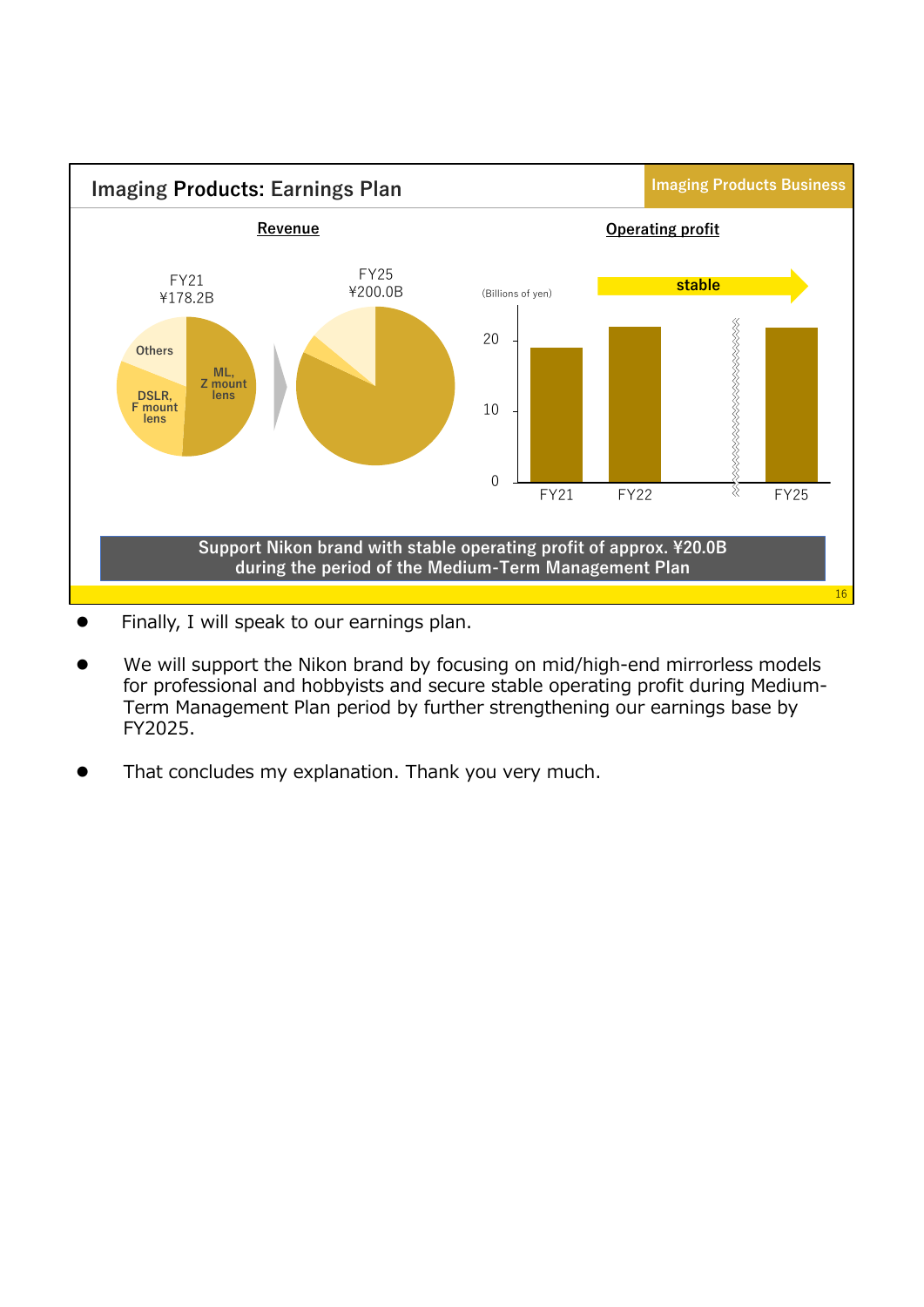## Imaging Products: Earnings Plan

Imaging Products Business

**Revenue**

FY21
¥178.2B

Others
ML, Z mount lens
DSLR, F mount lens

FY25
¥200.0B

**Operating profit**

(Billions of yen)

stable

20
10
0

FY21
FY22
FY25

**Support Nikon brand with stable operating profit of approx. ¥20.0B during the period of the Medium-Term Management Plan**

- Finally, I will speak to our earnings plan.
- We will support the Nikon brand by focusing on mid/high-end mirrorless models for professional and hobbyists and secure stable operating profit during Medium-Term Management Plan period by further strengthening our earnings base by FY2025.
- That concludes my explanation. Thank you very much.